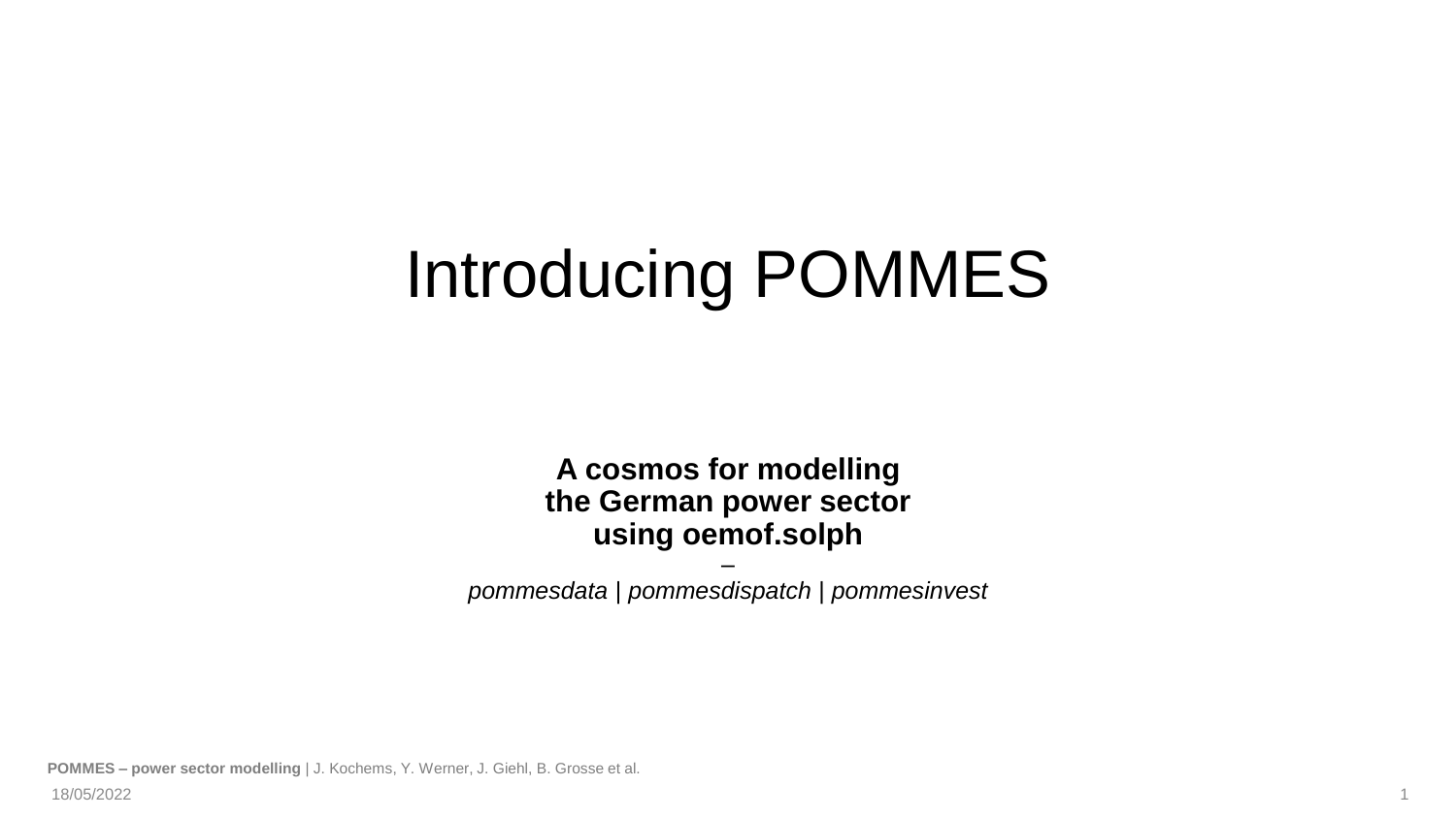# Introducing POMMES

**A cosmos for modelling**
**the German power sector**
**using oemof.solph**

–

*pommesdata* | *pommesdispatch* | *pommesinvest*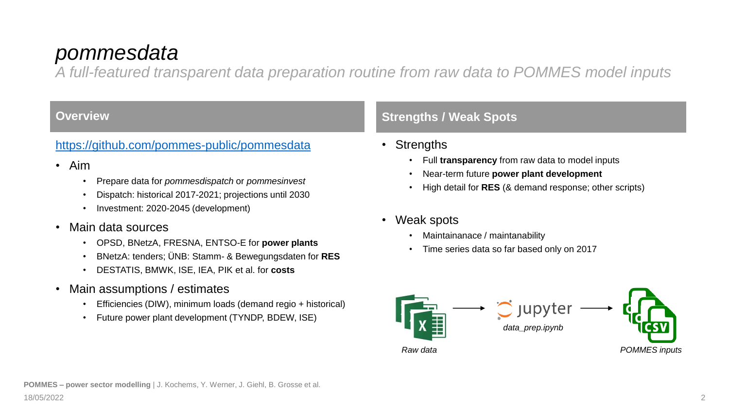# *pommesdata*

*A full-featured transparent data preparation routine from raw data to POMMES model inputs*

## Overview

https://github.com/pommes-public/pommesdata

- Aim
  - Prepare data for *pommesdispatch* or *pommesinvest*
  - Dispatch: historical 2017-2021; projections until 2030
  - Investment: 2020-2045 (development)
- Main data sources
  - OPSD, BNetzA, FRESNA, ENTSO-E for **power plants**
  - BNetzA: tenders; ÜNB: Stamm- & Bewegungsdaten for **RES**
  - DESTATIS, BMWK, ISE, IEA, PIK et al. for **costs**
- Main assumptions / estimates
  - Efficiencies (DIW), minimum loads (demand regio + historical)
  - Future power plant development (TYNDP, BDEW, ISE)

## Strengths / Weak Spots

- Strengths
  - Full **transparency** from raw data to model inputs
  - Near-term future **power plant development**
  - High detail for **RES** (& demand response; other scripts)
- Weak spots
  - Maintainanace / maintanability
  - Time series data so far based only on 2017

*Raw data* → jupyter *data_prep.ipynb* → *POMMES inputs*

**POMMES – power sector modelling** | J. Kochems, Y. Werner, J. Giehl, B. Grosse et al.

18/05/2022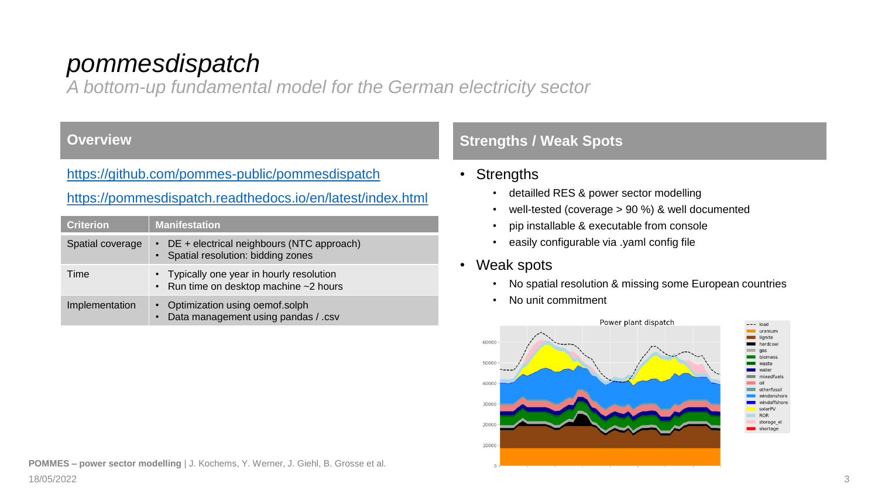# *pommesdispatch*

*A bottom-up fundamental model for the German electricity sector*

## Overview

https://github.com/pommes-public/pommesdispatch

https://pommesdispatch.readthedocs.io/en/latest/index.html

| Criterion | Manifestation |
| --- | --- |
| Spatial coverage | • DE + electrical neighbours (NTC approach)<br>• Spatial resolution: bidding zones |
| Time | • Typically one year in hourly resolution<br>• Run time on desktop machine ~2 hours |
| Implementation | • Optimization using oemof.solph<br>• Data management using pandas / .csv |

## Strengths / Weak Spots

- Strengths
  - detailled RES & power sector modelling
  - well-tested (coverage > 90 %) & well documented
  - pip installable & executable from console
  - easily configurable via .yaml config file
- Weak spots
  - No spatial resolution & missing some European countries
  - No unit commitment

Power plant dispatch

POMMES – power sector modelling | J. Kochems, Y. Werner, J. Giehl, B. Grosse et al.

18/05/2022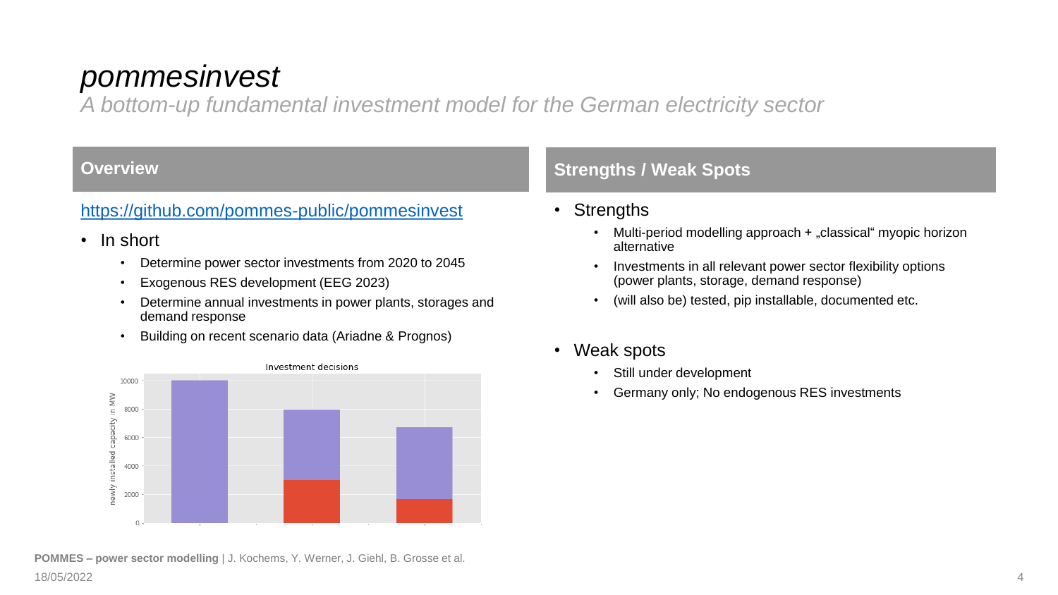# *pommesinvest*

*A bottom-up fundamental investment model for the German electricity sector*

## Overview

https://github.com/pommes-public/pommesinvest

- In short
  - Determine power sector investments from 2020 to 2045
  - Exogenous RES development (EEG 2023)
  - Determine annual investments in power plants, storages and demand response
  - Building on recent scenario data (Ariadne & Prognos)

Investment decisions

## Strengths / Weak Spots

- Strengths
  - Multi-period modelling approach + „classical“ myopic horizon alternative
  - Investments in all relevant power sector flexibility options (power plants, storage, demand response)
  - (will also be) tested, pip installable, documented etc.
- Weak spots
  - Still under development
  - Germany only; No endogenous RES investments

**POMMES – power sector modelling** | J. Kochems, Y. Werner, J. Giehl, B. Grosse et al.

18/05/2022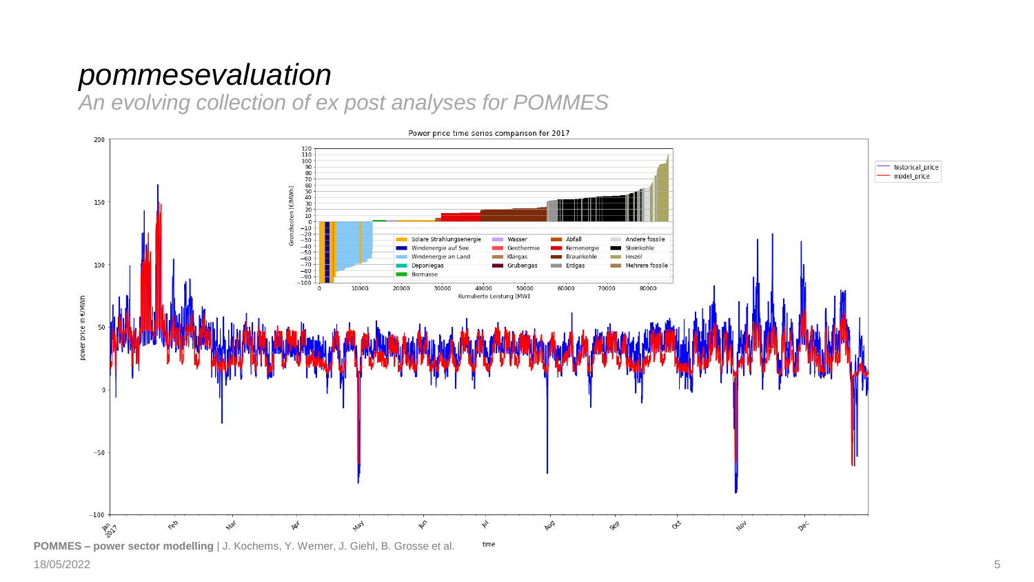# pommesevaluation

*An evolving collection of ex post analyses for POMMES*

Power price time series comparison for 2017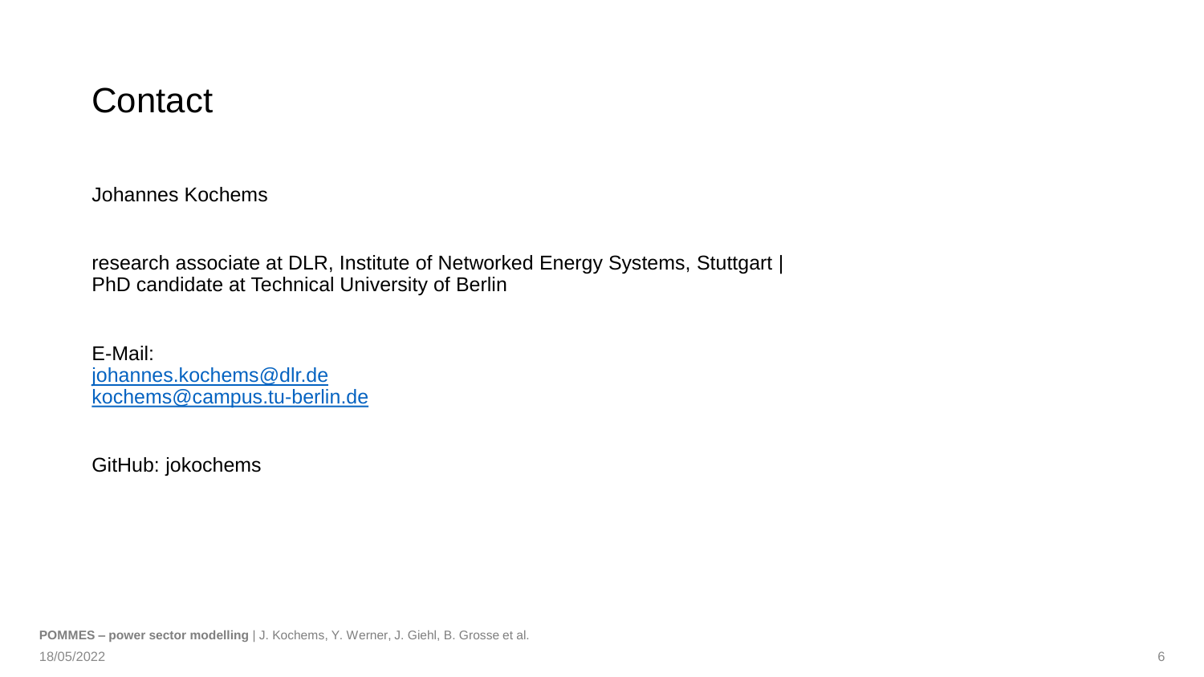# Contact

Johannes Kochems

research associate at DLR, Institute of Networked Energy Systems, Stuttgart |
PhD candidate at Technical University of Berlin

E-Mail:
[johannes.kochems@dlr.de](mailto:johannes.kochems@dlr.de)
[kochems@campus.tu-berlin.de](mailto:kochems@campus.tu-berlin.de)

GitHub: jokochems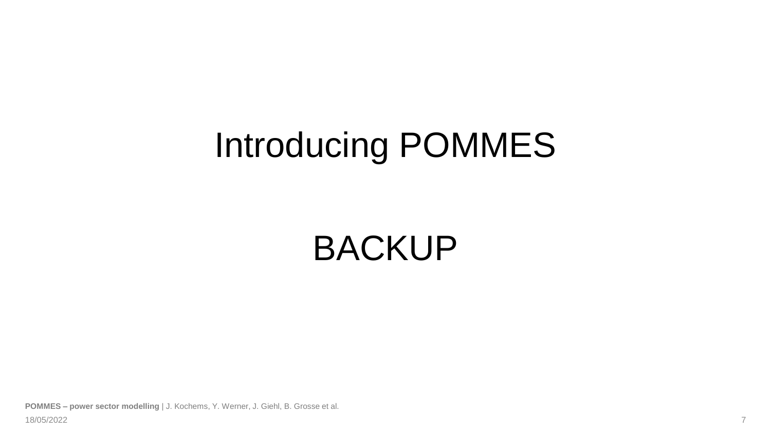# Introducing POMMES

# BACKUP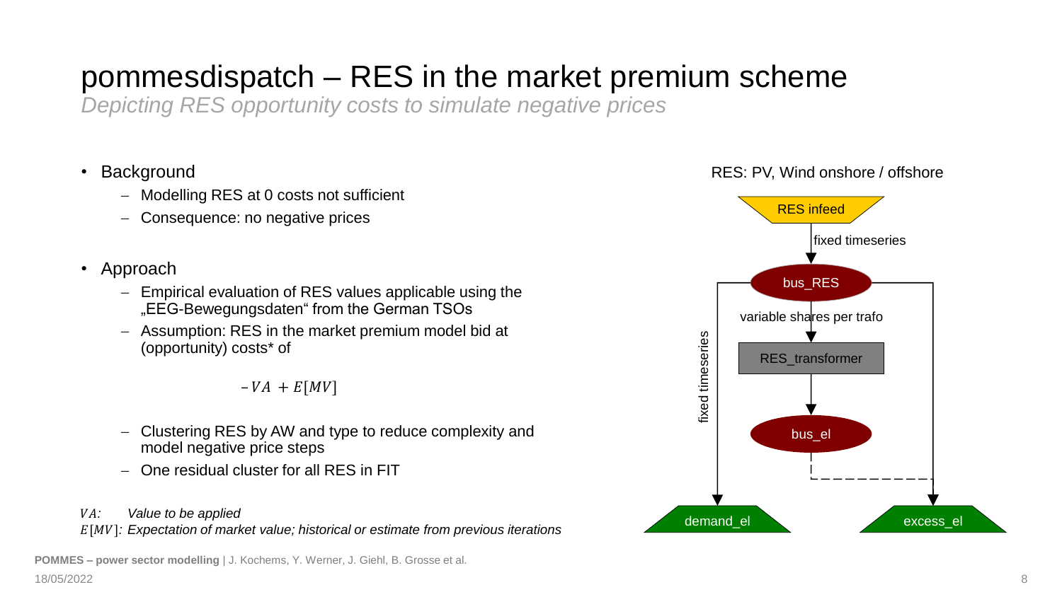# pommesdispatch – RES in the market premium scheme

*Depicting RES opportunity costs to simulate negative prices*

- Background
  - Modelling RES at 0 costs not sufficient
  - Consequence: no negative prices
- Approach
  - Empirical evaluation of RES values applicable using the „EEG-Bewegungsdaten" from the German TSOs
  - Assumption: RES in the market premium model bid at (opportunity) costs* of

$$-VA + E[MV]$$

  - Clustering RES by AW and type to reduce complexity and model negative price steps
  - One residual cluster for all RES in FIT

*$VA$: Value to be applied*
*$E[MV]$: Expectation of market value; historical or estimate from previous iterations*

RES: PV, Wind onshore / offshore

RES infeed → fixed timeseries → bus_RES → variable shares per trafo → RES_transformer → bus_el

bus_RES → fixed timeseries → demand_el

bus_RES → excess_el

bus_el - - → excess_el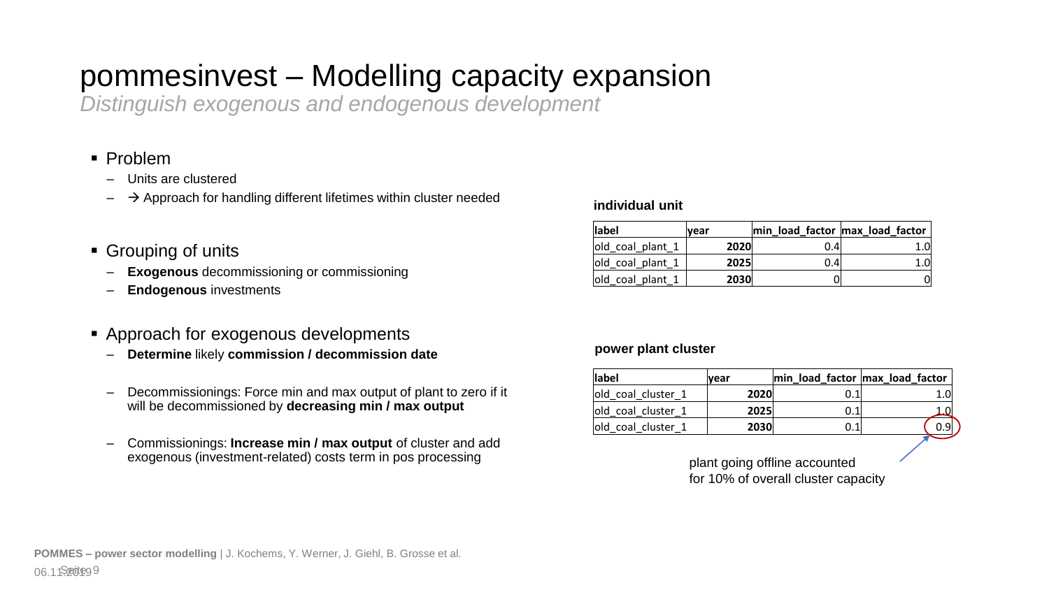# pommesinvest – Modelling capacity expansion

*Distinguish exogenous and endogenous development*

- Problem
  - Units are clustered
  - → Approach for handling different lifetimes within cluster needed
- Grouping of units
  - **Exogenous** decommissioning or commissioning
  - **Endogenous** investments
- Approach for exogenous developments
  - **Determine** likely **commission / decommission date**
  - Decommissionings: Force min and max output of plant to zero if it will be decommissioned by **decreasing min / max output**
  - Commissionings: **Increase min / max output** of cluster and add exogenous (investment-related) costs term in pos processing

**individual unit**

| label | year | min_load_factor | max_load_factor |
|---|---|---|---|
| old_coal_plant_1 | 2020 | 0.4 | 1.0 |
| old_coal_plant_1 | 2025 | 0.4 | 1.0 |
| old_coal_plant_1 | 2030 | 0 | 0 |

**power plant cluster**

| label | year | min_load_factor | max_load_factor |
|---|---|---|---|
| old_coal_cluster_1 | 2020 | 0.1 | 1.0 |
| old_coal_cluster_1 | 2025 | 0.1 | 1.0 |
| old_coal_cluster_1 | 2030 | 0.1 | 0.9 |

plant going offline accounted for 10% of overall cluster capacity

**POMMES – power sector modelling** | J. Kochems, Y. Werner, J. Giehl, B. Grosse et al.